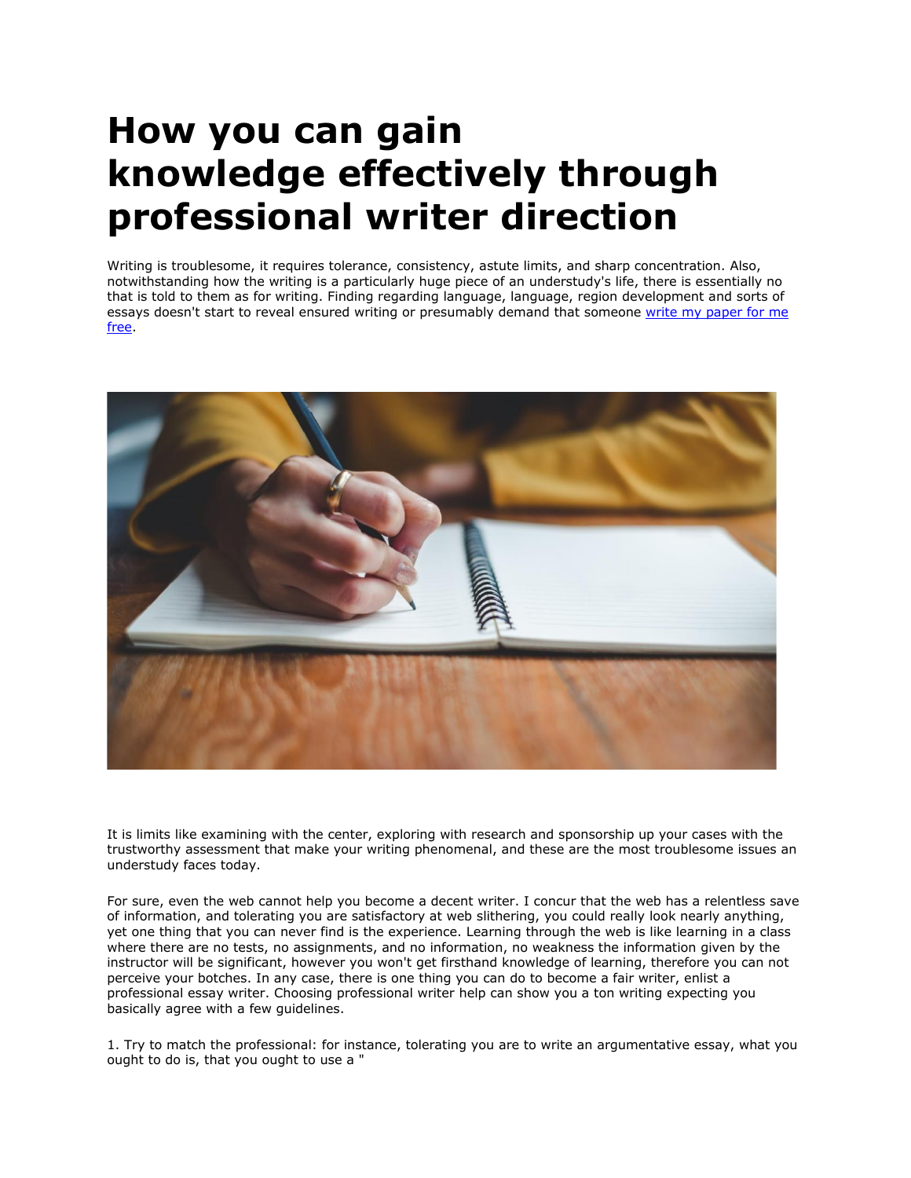# How you can gain knowledge effectively through professional writer direction

Writing is troublesome, it requires tolerance, consistency, astute limits, and sharp concentration. Also, notwithstanding how the writing is a particularly huge piece of an understudy's life, there is essentially no that is told to them as for writing. Finding regarding language, language, region development and sorts of essays doesn't start to reveal ensured writing or presumably demand that someone [write my paper for me free](write my paper for me free).

It is limits like examining with the center, exploring with research and sponsorship up your cases with the trustworthy assessment that make your writing phenomenal, and these are the most troublesome issues an understudy faces today.

For sure, even the web cannot help you become a decent writer. I concur that the web has a relentless save of information, and tolerating you are satisfactory at web slithering, you could really look nearly anything, yet one thing that you can never find is the experience. Learning through the web is like learning in a class where there are no tests, no assignments, and no information, no weakness the information given by the instructor will be significant, however you won't get firsthand knowledge of learning, therefore you can not perceive your botches. In any case, there is one thing you can do to become a fair writer, enlist a professional essay writer. Choosing professional writer help can show you a ton writing expecting you basically agree with a few guidelines.

1. Try to match the professional: for instance, tolerating you are to write an argumentative essay, what you ought to do is, that you ought to use a "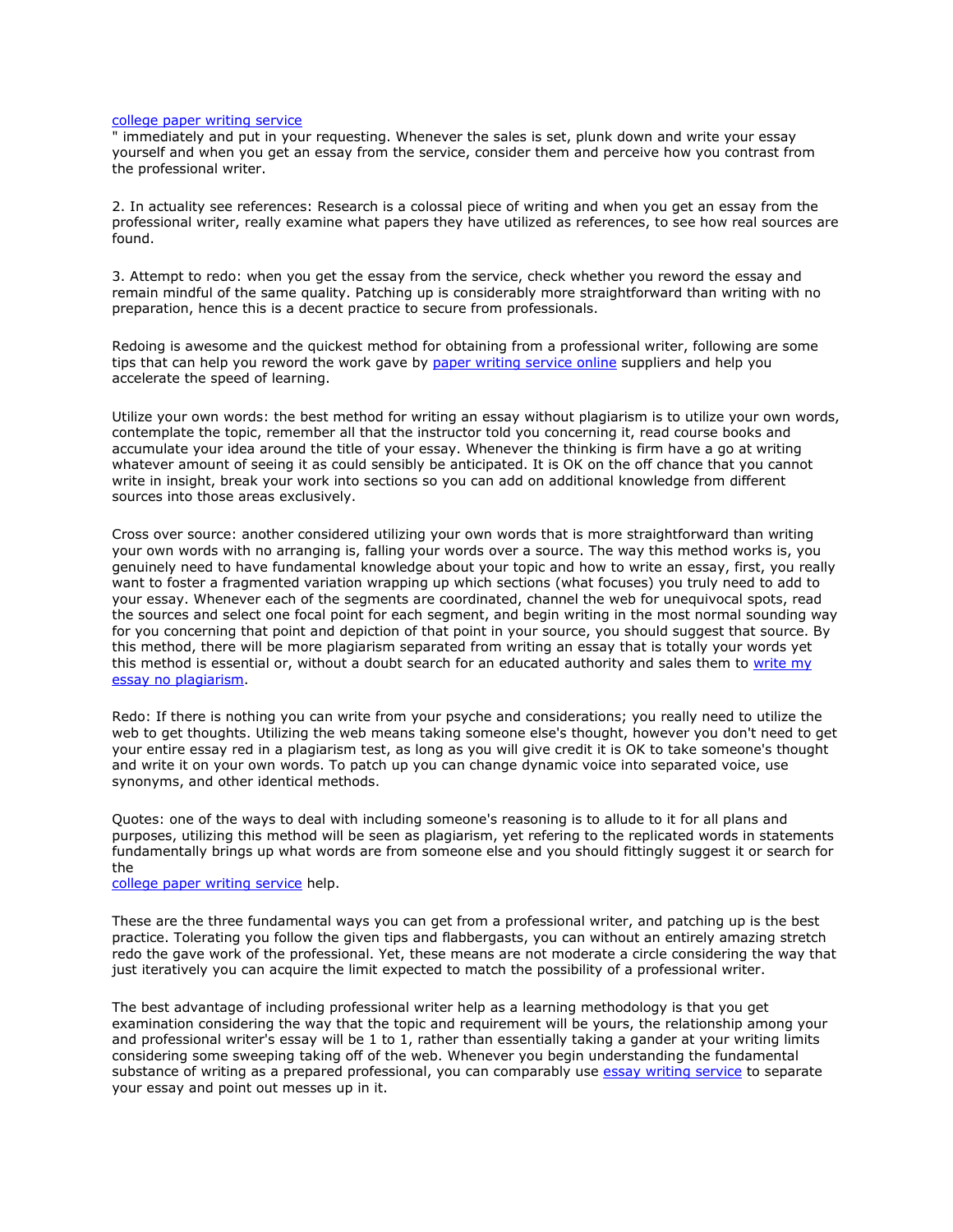[college paper writing service](#)
" immediately and put in your requesting. Whenever the sales is set, plunk down and write your essay yourself and when you get an essay from the service, consider them and perceive how you contrast from the professional writer.

2. In actuality see references: Research is a colossal piece of writing and when you get an essay from the professional writer, really examine what papers they have utilized as references, to see how real sources are found.

3. Attempt to redo: when you get the essay from the service, check whether you reword the essay and remain mindful of the same quality. Patching up is considerably more straightforward than writing with no preparation, hence this is a decent practice to secure from professionals.

Redoing is awesome and the quickest method for obtaining from a professional writer, following are some tips that can help you reword the work gave by [paper writing service online](#) suppliers and help you accelerate the speed of learning.

Utilize your own words: the best method for writing an essay without plagiarism is to utilize your own words, contemplate the topic, remember all that the instructor told you concerning it, read course books and accumulate your idea around the title of your essay. Whenever the thinking is firm have a go at writing whatever amount of seeing it as could sensibly be anticipated. It is OK on the off chance that you cannot write in insight, break your work into sections so you can add on additional knowledge from different sources into those areas exclusively.

Cross over source: another considered utilizing your own words that is more straightforward than writing your own words with no arranging is, falling your words over a source. The way this method works is, you genuinely need to have fundamental knowledge about your topic and how to write an essay, first, you really want to foster a fragmented variation wrapping up which sections (what focuses) you truly need to add to your essay. Whenever each of the segments are coordinated, channel the web for unequivocal spots, read the sources and select one focal point for each segment, and begin writing in the most normal sounding way for you concerning that point and depiction of that point in your source, you should suggest that source. By this method, there will be more plagiarism separated from writing an essay that is totally your words yet this method is essential or, without a doubt search for an educated authority and sales them to [write my essay no plagiarism](#).

Redo: If there is nothing you can write from your psyche and considerations; you really need to utilize the web to get thoughts. Utilizing the web means taking someone else's thought, however you don't need to get your entire essay red in a plagiarism test, as long as you will give credit it is OK to take someone's thought and write it on your own words. To patch up you can change dynamic voice into separated voice, use synonyms, and other identical methods.

Quotes: one of the ways to deal with including someone's reasoning is to allude to it for all plans and purposes, utilizing this method will be seen as plagiarism, yet refering to the replicated words in statements fundamentally brings up what words are from someone else and you should fittingly suggest it or search for the
[college paper writing service](#) help.

These are the three fundamental ways you can get from a professional writer, and patching up is the best practice. Tolerating you follow the given tips and flabbergasts, you can without an entirely amazing stretch redo the gave work of the professional. Yet, these means are not moderate a circle considering the way that just iteratively you can acquire the limit expected to match the possibility of a professional writer.

The best advantage of including professional writer help as a learning methodology is that you get examination considering the way that the topic and requirement will be yours, the relationship among your and professional writer's essay will be 1 to 1, rather than essentially taking a gander at your writing limits considering some sweeping taking off of the web. Whenever you begin understanding the fundamental substance of writing as a prepared professional, you can comparably use [essay writing service](#) to separate your essay and point out messes up in it.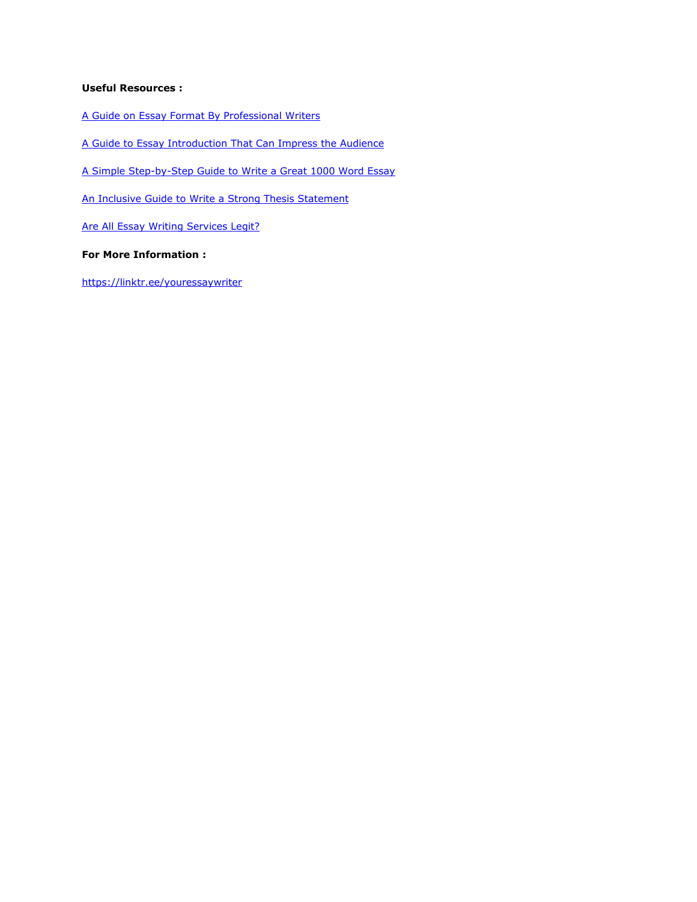**Useful Resources :**

A Guide on Essay Format By Professional Writers

A Guide to Essay Introduction That Can Impress the Audience

A Simple Step-by-Step Guide to Write a Great 1000 Word Essay

An Inclusive Guide to Write a Strong Thesis Statement

Are All Essay Writing Services Legit?

**For More Information :**

https://linktr.ee/youressaywriter